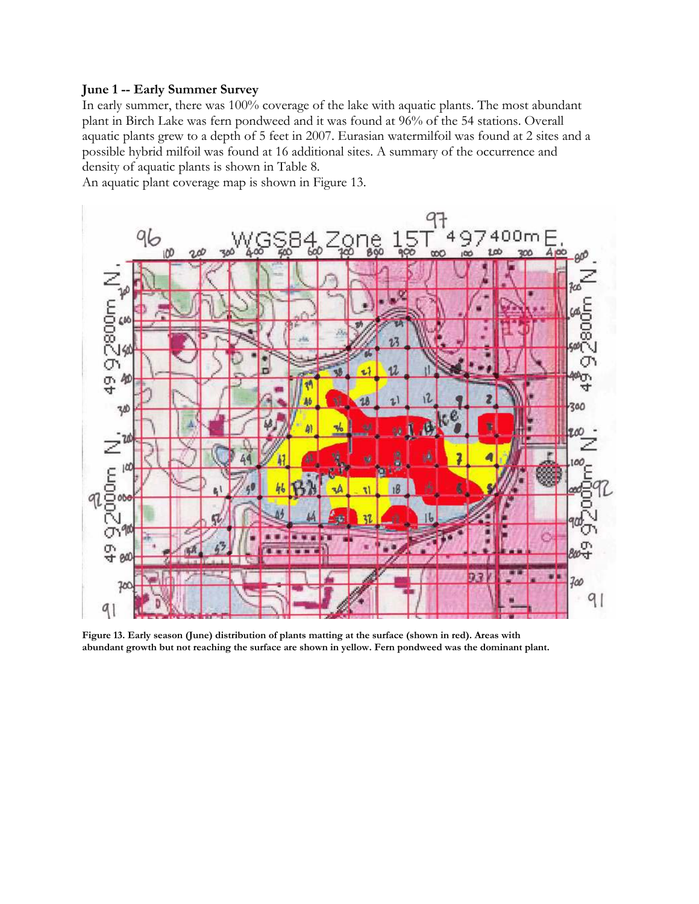**June 1 -- Early Summer Survey**

In early summer, there was 100% coverage of the lake with aquatic plants. The most abundant plant in Birch Lake was fern pondweed and it was found at 96% of the 54 stations. Overall aquatic plants grew to a depth of 5 feet in 2007. Eurasian watermilfoil was found at 2 sites and a possible hybrid milfoil was found at 16 additional sites. A summary of the occurrence and density of aquatic plants is shown in Table 8.

An aquatic plant coverage map is shown in Figure 13.

**Figure 13. Early season (June) distribution of plants matting at the surface (shown in red). Areas with abundant growth but not reaching the surface are shown in yellow. Fern pondweed was the dominant plant.**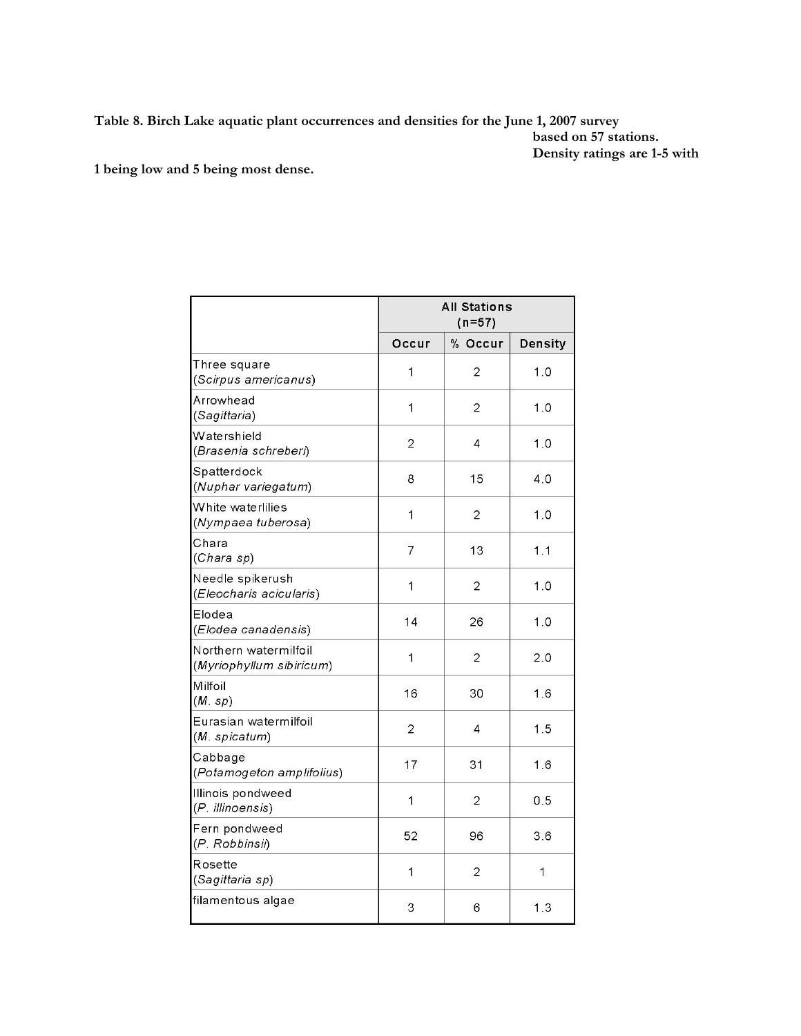**Table 8. Birch Lake aquatic plant occurrences and densities for the June 1, 2007 survey based on 57 stations. Density ratings are 1-5 with 1 being low and 5 being most dense.**

| | All Stations (n=57) | | |
|---|---|---|---|
| | Occur | % Occur | Density |
| Three square (*Scirpus americanus*) | 1 | 2 | 1.0 |
| Arrowhead (*Sagittaria*) | 1 | 2 | 1.0 |
| Watershield (*Brasenia schreberi*) | 2 | 4 | 1.0 |
| Spatterdock (*Nuphar variegatum*) | 8 | 15 | 4.0 |
| White waterlilies (*Nympaea tuberosa*) | 1 | 2 | 1.0 |
| Chara (*Chara sp*) | 7 | 13 | 1.1 |
| Needle spikerush (*Eleocharis acicularis*) | 1 | 2 | 1.0 |
| Elodea (*Elodea canadensis*) | 14 | 26 | 1.0 |
| Northern watermilfoil (*Myriophyllum sibiricum*) | 1 | 2 | 2.0 |
| Milfoil (*M. sp*) | 16 | 30 | 1.6 |
| Eurasian watermilfoil (*M. spicatum*) | 2 | 4 | 1.5 |
| Cabbage (*Potamogeton amplifolius*) | 17 | 31 | 1.6 |
| Illinois pondweed (*P. illinoensis*) | 1 | 2 | 0.5 |
| Fern pondweed (*P. Robbinsii*) | 52 | 96 | 3.6 |
| Rosette (*Sagittaria sp*) | 1 | 2 | 1 |
| filamentous algae | 3 | 6 | 1.3 |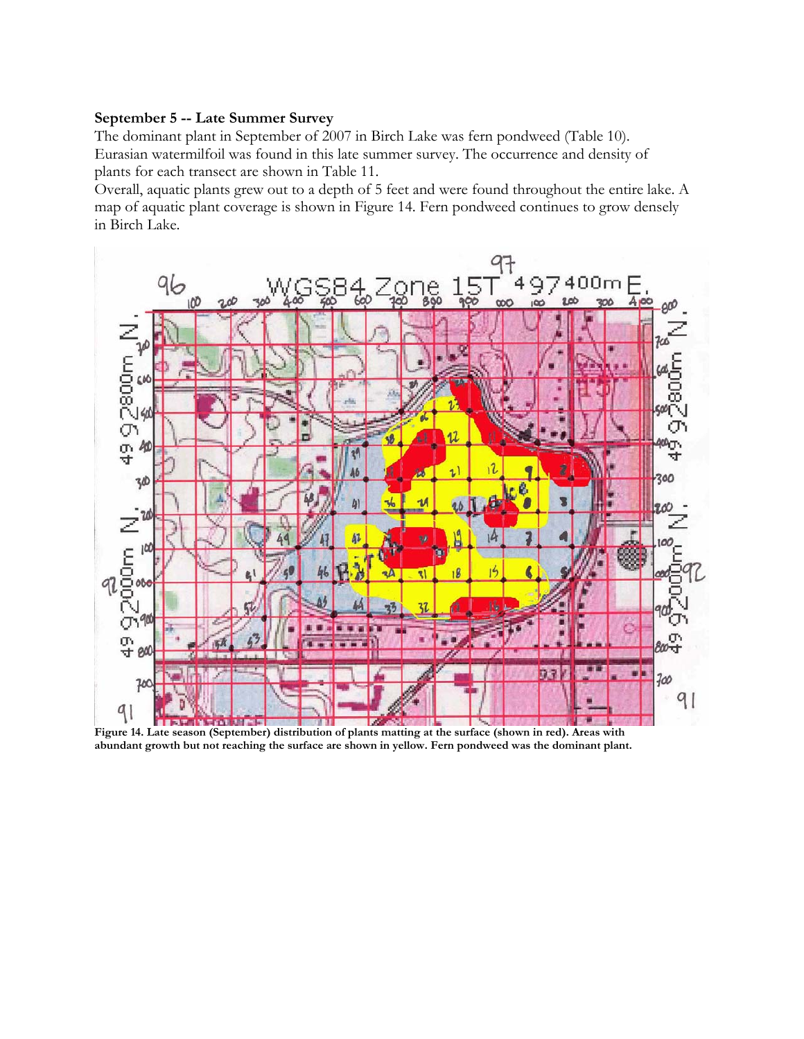**September 5 -- Late Summer Survey**

The dominant plant in September of 2007 in Birch Lake was fern pondweed (Table 10). Eurasian watermilfoil was found in this late summer survey. The occurrence and density of plants for each transect are shown in Table 11.

Overall, aquatic plants grew out to a depth of 5 feet and were found throughout the entire lake. A map of aquatic plant coverage is shown in Figure 14. Fern pondweed continues to grow densely in Birch Lake.

**Figure 14. Late season (September) distribution of plants matting at the surface (shown in red). Areas with abundant growth but not reaching the surface are shown in yellow. Fern pondweed was the dominant plant.**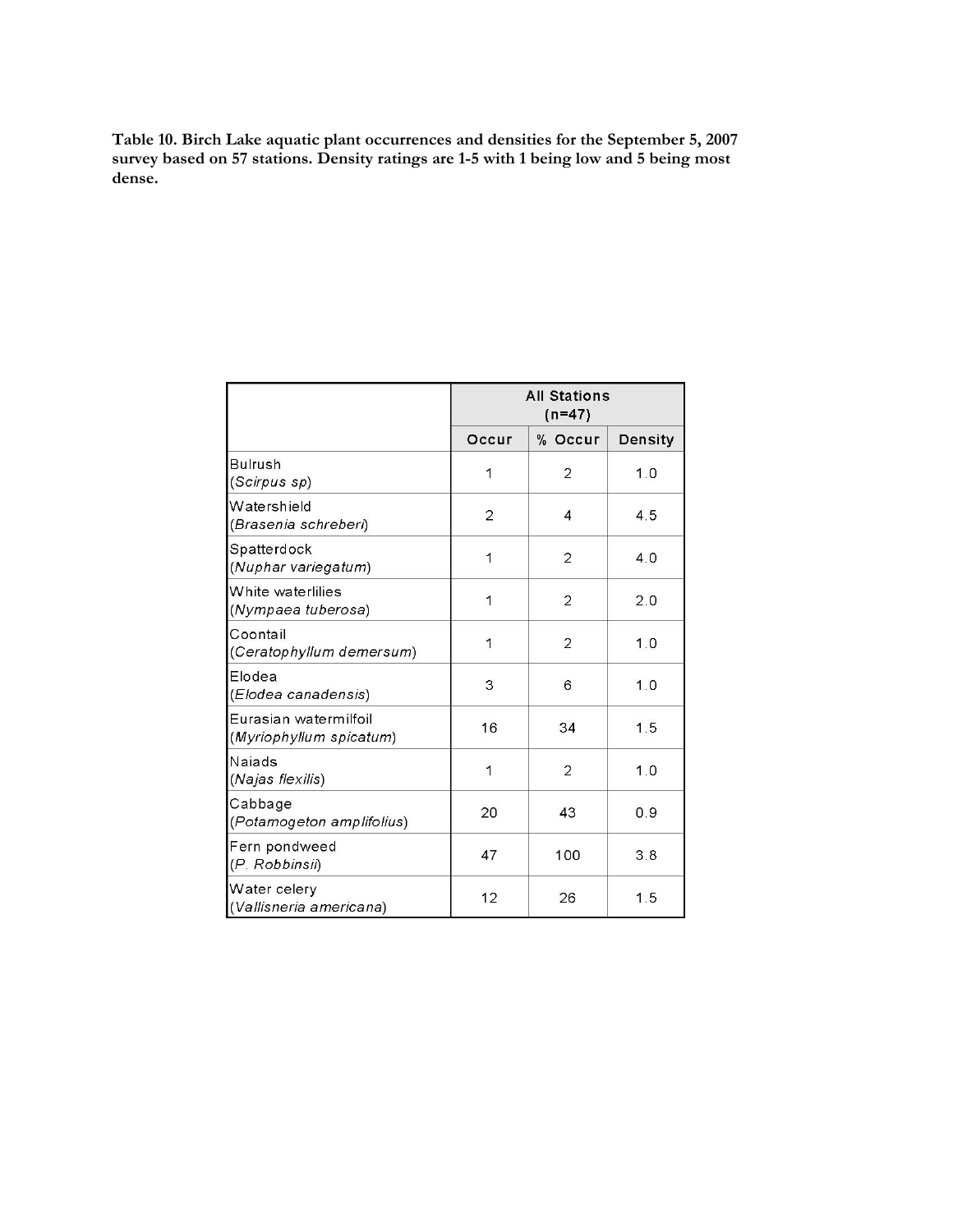**Table 10. Birch Lake aquatic plant occurrences and densities for the September 5, 2007 survey based on 57 stations. Density ratings are 1-5 with 1 being low and 5 being most dense.**

| | All Stations (n=47) | | |
|---|---|---|---|
| | Occur | % Occur | Density |
| Bulrush (*Scirpus sp*) | 1 | 2 | 1.0 |
| Watershield (*Brasenia schreberi*) | 2 | 4 | 4.5 |
| Spatterdock (*Nuphar variegatum*) | 1 | 2 | 4.0 |
| White waterlilies (*Nympaea tuberosa*) | 1 | 2 | 2.0 |
| Coontail (*Ceratophyllum demersum*) | 1 | 2 | 1.0 |
| Elodea (*Elodea canadensis*) | 3 | 6 | 1.0 |
| Eurasian watermilfoil (*Myriophyllum spicatum*) | 16 | 34 | 1.5 |
| Naiads (*Najas flexilis*) | 1 | 2 | 1.0 |
| Cabbage (*Potamogeton amplifolius*) | 20 | 43 | 0.9 |
| Fern pondweed (*P. Robbinsii*) | 47 | 100 | 3.8 |
| Water celery (*Vallisneria americana*) | 12 | 26 | 1.5 |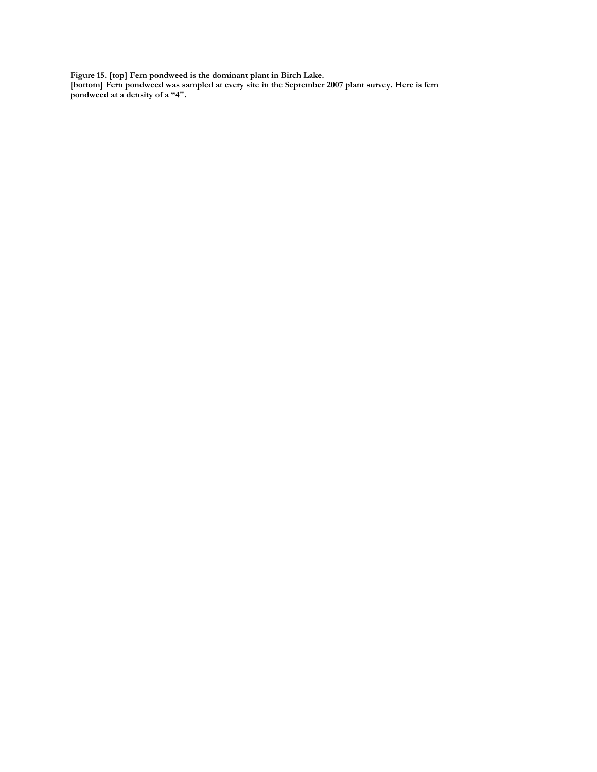**Figure 15. [top] Fern pondweed is the dominant plant in Birch Lake.**
**[bottom] Fern pondweed was sampled at every site in the September 2007 plant survey. Here is fern pondweed at a density of a "4".**